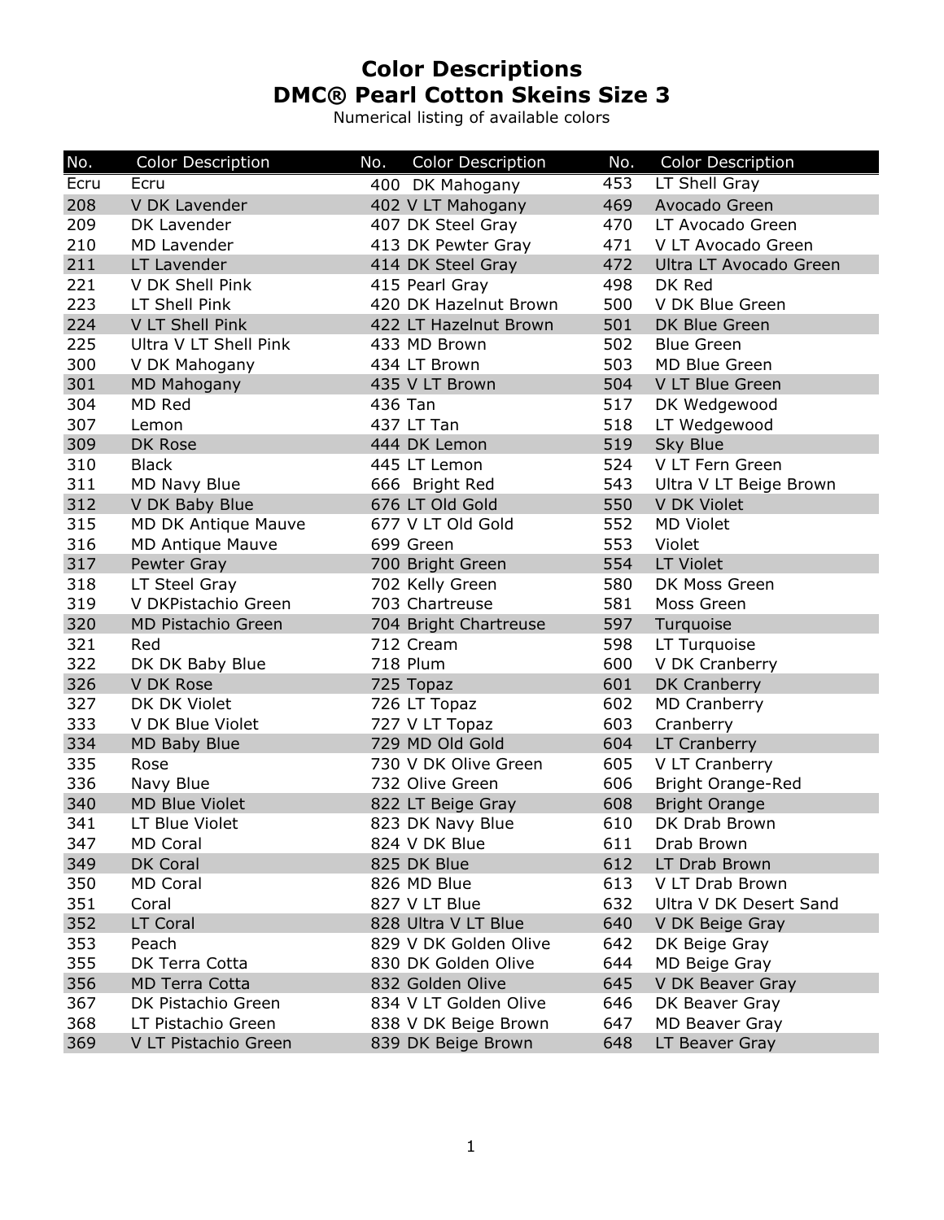# Color Descriptions
## DMC® Pearl Cotton Skeins Size 3

Numerical listing of available colors

| No. | Color Description | No. | Color Description | No. | Color Description |
|---|---|---|---|---|---|
| Ecru | Ecru | 400 | DK Mahogany | 453 | LT Shell Gray |
| 208 | V DK Lavender | 402 | V LT Mahogany | 469 | Avocado Green |
| 209 | DK Lavender | 407 | DK Steel Gray | 470 | LT Avocado Green |
| 210 | MD Lavender | 413 | DK Pewter Gray | 471 | V LT Avocado Green |
| 211 | LT Lavender | 414 | DK Steel Gray | 472 | Ultra LT Avocado Green |
| 221 | V DK Shell Pink | 415 | Pearl Gray | 498 | DK Red |
| 223 | LT Shell Pink | 420 | DK Hazelnut Brown | 500 | V DK Blue Green |
| 224 | V LT Shell Pink | 422 | LT Hazelnut Brown | 501 | DK Blue Green |
| 225 | Ultra V LT Shell Pink | 433 | MD Brown | 502 | Blue Green |
| 300 | V DK Mahogany | 434 | LT Brown | 503 | MD Blue Green |
| 301 | MD Mahogany | 435 | V LT Brown | 504 | V LT Blue Green |
| 304 | MD Red | 436 | Tan | 517 | DK Wedgewood |
| 307 | Lemon | 437 | LT Tan | 518 | LT Wedgewood |
| 309 | DK Rose | 444 | DK Lemon | 519 | Sky Blue |
| 310 | Black | 445 | LT Lemon | 524 | V LT Fern Green |
| 311 | MD Navy Blue | 666 | Bright Red | 543 | Ultra V LT Beige Brown |
| 312 | V DK Baby Blue | 676 | LT Old Gold | 550 | V DK Violet |
| 315 | MD DK Antique Mauve | 677 | V LT Old Gold | 552 | MD Violet |
| 316 | MD Antique Mauve | 699 | Green | 553 | Violet |
| 317 | Pewter Gray | 700 | Bright Green | 554 | LT Violet |
| 318 | LT Steel Gray | 702 | Kelly Green | 580 | DK Moss Green |
| 319 | V DKPistachio Green | 703 | Chartreuse | 581 | Moss Green |
| 320 | MD Pistachio Green | 704 | Bright Chartreuse | 597 | Turquoise |
| 321 | Red | 712 | Cream | 598 | LT Turquoise |
| 322 | DK DK Baby Blue | 718 | Plum | 600 | V DK Cranberry |
| 326 | V DK Rose | 725 | Topaz | 601 | DK Cranberry |
| 327 | DK DK Violet | 726 | LT Topaz | 602 | MD Cranberry |
| 333 | V DK Blue Violet | 727 | V LT Topaz | 603 | Cranberry |
| 334 | MD Baby Blue | 729 | MD Old Gold | 604 | LT Cranberry |
| 335 | Rose | 730 | V DK Olive Green | 605 | V LT Cranberry |
| 336 | Navy Blue | 732 | Olive Green | 606 | Bright Orange-Red |
| 340 | MD Blue Violet | 822 | LT Beige Gray | 608 | Bright Orange |
| 341 | LT Blue Violet | 823 | DK Navy Blue | 610 | DK Drab Brown |
| 347 | MD Coral | 824 | V DK Blue | 611 | Drab Brown |
| 349 | DK Coral | 825 | DK Blue | 612 | LT Drab Brown |
| 350 | MD Coral | 826 | MD Blue | 613 | V LT Drab Brown |
| 351 | Coral | 827 | V LT Blue | 632 | Ultra V DK Desert Sand |
| 352 | LT Coral | 828 | Ultra V LT Blue | 640 | V DK Beige Gray |
| 353 | Peach | 829 | V DK Golden Olive | 642 | DK Beige Gray |
| 355 | DK Terra Cotta | 830 | DK Golden Olive | 644 | MD Beige Gray |
| 356 | MD Terra Cotta | 832 | Golden Olive | 645 | V DK Beaver Gray |
| 367 | DK Pistachio Green | 834 | V LT Golden Olive | 646 | DK Beaver Gray |
| 368 | LT Pistachio Green | 838 | V DK Beige Brown | 647 | MD Beaver Gray |
| 369 | V LT Pistachio Green | 839 | DK Beige Brown | 648 | LT Beaver Gray |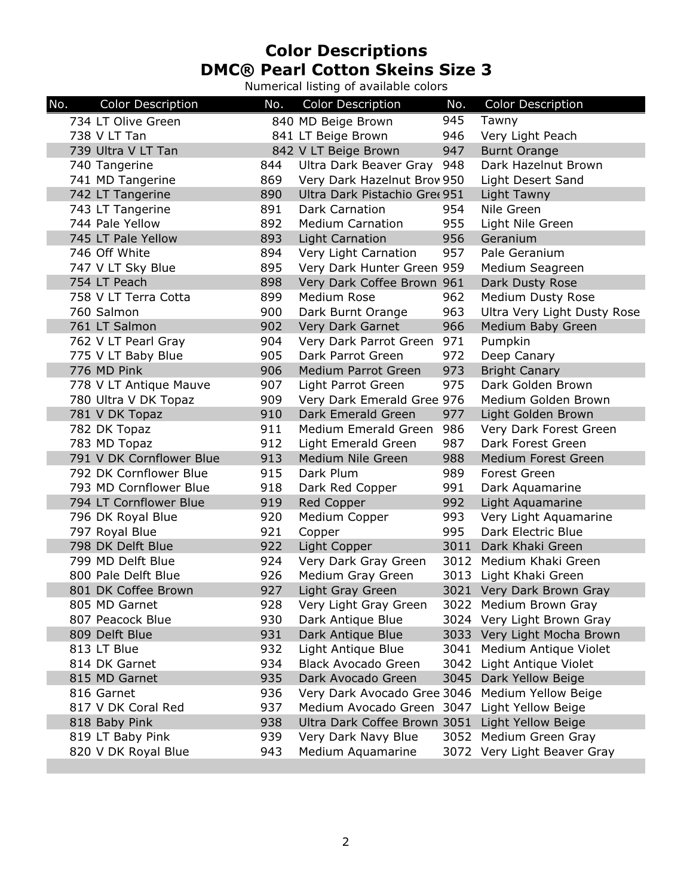# Color Descriptions
# DMC® Pearl Cotton Skeins Size 3

Numerical listing of available colors

| No. | Color Description | No. | Color Description | No. | Color Description |
|---|---|---|---|---|---|
| 734 | LT Olive Green | 840 | MD Beige Brown | 945 | Tawny |
| 738 | V LT Tan | 841 | LT Beige Brown | 946 | Very Light Peach |
| 739 | Ultra V LT Tan | 842 | V LT Beige Brown | 947 | Burnt Orange |
| 740 | Tangerine | 844 | Ultra Dark Beaver Gray | 948 | Dark Hazelnut Brown |
| 741 | MD Tangerine | 869 | Very Dark Hazelnut Brow | 950 | Light Desert Sand |
| 742 | LT Tangerine | 890 | Ultra Dark Pistachio Gree | 951 | Light Tawny |
| 743 | LT Tangerine | 891 | Dark Carnation | 954 | Nile Green |
| 744 | Pale Yellow | 892 | Medium Carnation | 955 | Light Nile Green |
| 745 | LT Pale Yellow | 893 | Light Carnation | 956 | Geranium |
| 746 | Off White | 894 | Very Light Carnation | 957 | Pale Geranium |
| 747 | V LT Sky Blue | 895 | Very Dark Hunter Green | 959 | Medium Seagreen |
| 754 | LT Peach | 898 | Very Dark Coffee Brown | 961 | Dark Dusty Rose |
| 758 | V LT Terra Cotta | 899 | Medium Rose | 962 | Medium Dusty Rose |
| 760 | Salmon | 900 | Dark Burnt Orange | 963 | Ultra Very Light Dusty Rose |
| 761 | LT Salmon | 902 | Very Dark Garnet | 966 | Medium Baby Green |
| 762 | V LT Pearl Gray | 904 | Very Dark Parrot Green | 971 | Pumpkin |
| 775 | V LT Baby Blue | 905 | Dark Parrot Green | 972 | Deep Canary |
| 776 | MD Pink | 906 | Medium Parrot Green | 973 | Bright Canary |
| 778 | V LT Antique Mauve | 907 | Light Parrot Green | 975 | Dark Golden Brown |
| 780 | Ultra V DK Topaz | 909 | Very Dark Emerald Gree | 976 | Medium Golden Brown |
| 781 | V DK Topaz | 910 | Dark Emerald Green | 977 | Light Golden Brown |
| 782 | DK Topaz | 911 | Medium Emerald Green | 986 | Very Dark Forest Green |
| 783 | MD Topaz | 912 | Light Emerald Green | 987 | Dark Forest Green |
| 791 | V DK Cornflower Blue | 913 | Medium Nile Green | 988 | Medium Forest Green |
| 792 | DK Cornflower Blue | 915 | Dark Plum | 989 | Forest Green |
| 793 | MD Cornflower Blue | 918 | Dark Red Copper | 991 | Dark Aquamarine |
| 794 | LT Cornflower Blue | 919 | Red Copper | 992 | Light Aquamarine |
| 796 | DK Royal Blue | 920 | Medium Copper | 993 | Very Light Aquamarine |
| 797 | Royal Blue | 921 | Copper | 995 | Dark Electric Blue |
| 798 | DK Delft Blue | 922 | Light Copper | 3011 | Dark Khaki Green |
| 799 | MD Delft Blue | 924 | Very Dark Gray Green | 3012 | Medium Khaki Green |
| 800 | Pale Delft Blue | 926 | Medium Gray Green | 3013 | Light Khaki Green |
| 801 | DK Coffee Brown | 927 | Light Gray Green | 3021 | Very Dark Brown Gray |
| 805 | MD Garnet | 928 | Very Light Gray Green | 3022 | Medium Brown Gray |
| 807 | Peacock Blue | 930 | Dark Antique Blue | 3024 | Very Light Brown Gray |
| 809 | Delft Blue | 931 | Dark Antique Blue | 3033 | Very Light Mocha Brown |
| 813 | LT Blue | 932 | Light Antique Blue | 3041 | Medium Antique Violet |
| 814 | DK Garnet | 934 | Black Avocado Green | 3042 | Light Antique Violet |
| 815 | MD Garnet | 935 | Dark Avocado Green | 3045 | Dark Yellow Beige |
| 816 | Garnet | 936 | Very Dark Avocado Gree | 3046 | Medium Yellow Beige |
| 817 | V DK Coral Red | 937 | Medium Avocado Green | 3047 | Light Yellow Beige |
| 818 | Baby Pink | 938 | Ultra Dark Coffee Brown | 3051 | Light Yellow Beige |
| 819 | LT Baby Pink | 939 | Very Dark Navy Blue | 3052 | Medium Green Gray |
| 820 | V DK Royal Blue | 943 | Medium Aquamarine | 3072 | Very Light Beaver Gray |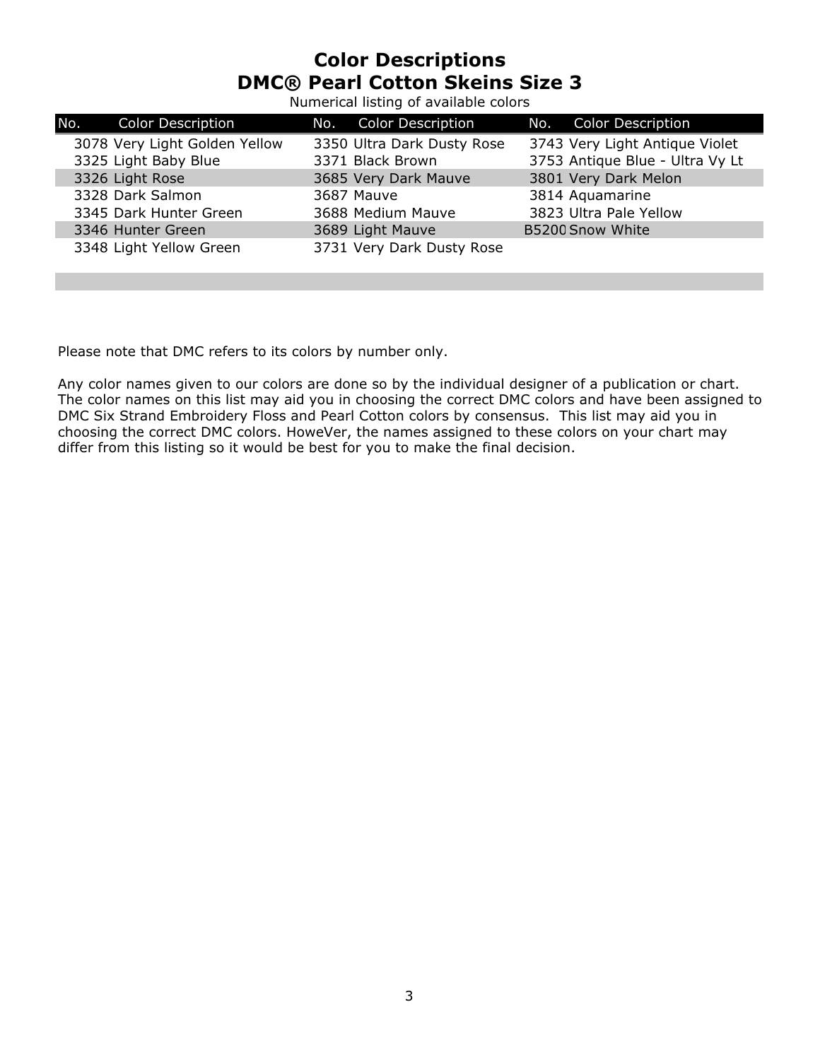# Color Descriptions
## DMC® Pearl Cotton Skeins Size 3

Numerical listing of available colors

| No. | Color Description | No. | Color Description | No. | Color Description |
|---|---|---|---|---|---|
| 3078 | Very Light Golden Yellow | 3350 | Ultra Dark Dusty Rose | 3743 | Very Light Antique Violet |
| 3325 | Light Baby Blue | 3371 | Black Brown | 3753 | Antique Blue - Ultra Vy Lt |
| 3326 | Light Rose | 3685 | Very Dark Mauve | 3801 | Very Dark Melon |
| 3328 | Dark Salmon | 3687 | Mauve | 3814 | Aquamarine |
| 3345 | Dark Hunter Green | 3688 | Medium Mauve | 3823 | Ultra Pale Yellow |
| 3346 | Hunter Green | 3689 | Light Mauve | B5200 | Snow White |
| 3348 | Light Yellow Green | 3731 | Very Dark Dusty Rose | | |

Please note that DMC refers to its colors by number only.

Any color names given to our colors are done so by the individual designer of a publication or chart. The color names on this list may aid you in choosing the correct DMC colors and have been assigned to DMC Six Strand Embroidery Floss and Pearl Cotton colors by consensus. This list may aid you in choosing the correct DMC colors. HoweVer, the names assigned to these colors on your chart may differ from this listing so it would be best for you to make the final decision.